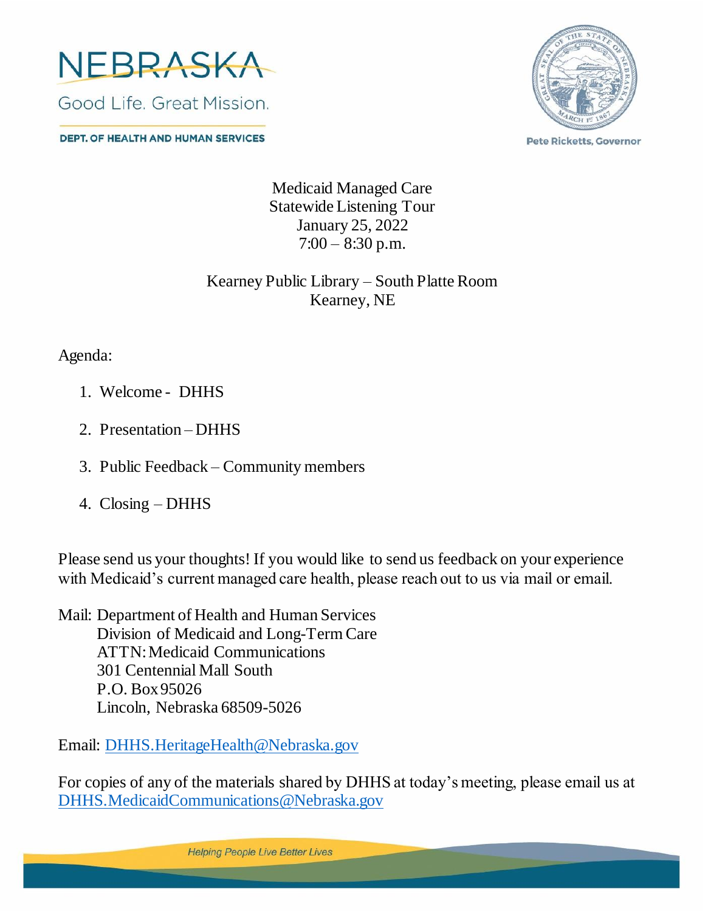NEBRASKA

Good Life. Great Mission.

DEPT. OF HEALTH AND HUMAN SERVICES

Pete Ricketts, Governor

Medicaid Managed Care
Statewide Listening Tour
January 25, 2022
7:00 – 8:30 p.m.

Kearney Public Library – South Platte Room
Kearney, NE

Agenda:

1. Welcome - DHHS
2. Presentation – DHHS
3. Public Feedback – Community members
4. Closing – DHHS

Please send us your thoughts! If you would like to send us feedback on your experience with Medicaid's current managed care health, please reach out to us via mail or email.

Mail: Department of Health and Human Services
Division of Medicaid and Long-Term Care
ATTN: Medicaid Communications
301 Centennial Mall South
P.O. Box 95026
Lincoln, Nebraska 68509-5026

Email: DHHS.HeritageHealth@Nebraska.gov

For copies of any of the materials shared by DHHS at today's meeting, please email us at DHHS.MedicaidCommunications@Nebraska.gov

Helping People Live Better Lives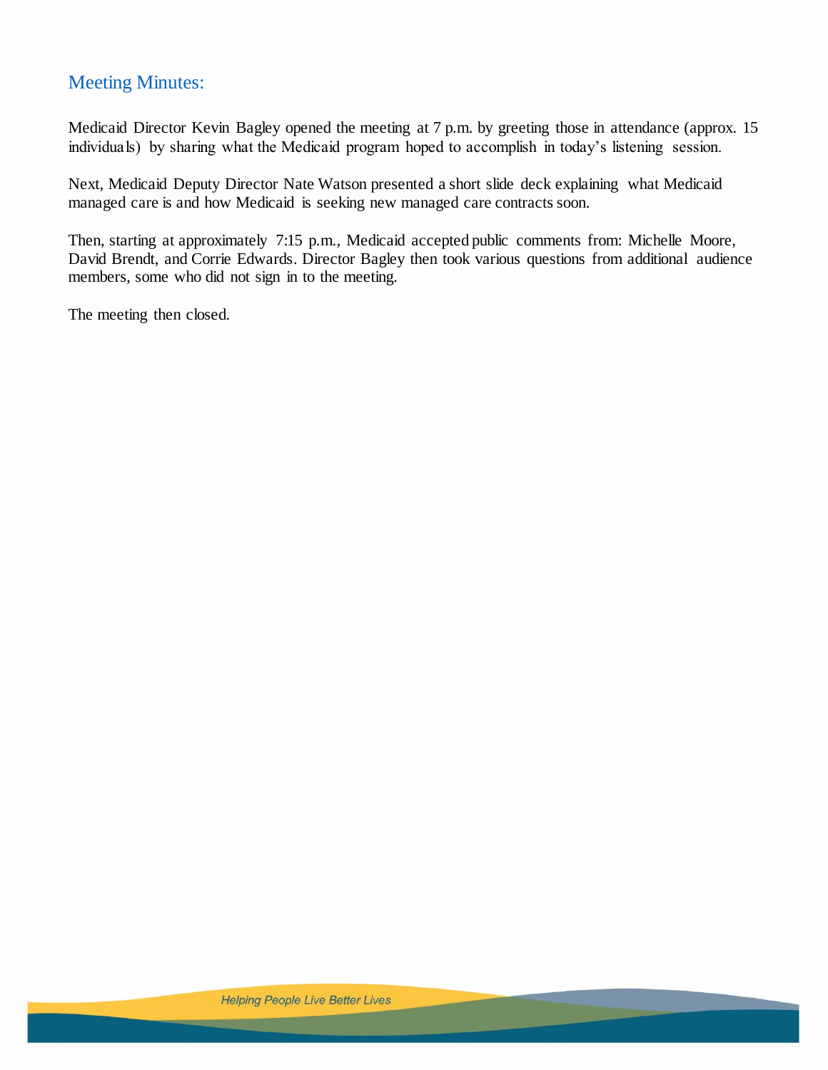## Meeting Minutes:

Medicaid Director Kevin Bagley opened the meeting at 7 p.m. by greeting those in attendance (approx. 15 individuals) by sharing what the Medicaid program hoped to accomplish in today's listening session.

Next, Medicaid Deputy Director Nate Watson presented a short slide deck explaining what Medicaid managed care is and how Medicaid is seeking new managed care contracts soon.

Then, starting at approximately 7:15 p.m., Medicaid accepted public comments from: Michelle Moore, David Brendt, and Corrie Edwards. Director Bagley then took various questions from additional audience members, some who did not sign in to the meeting.

The meeting then closed.